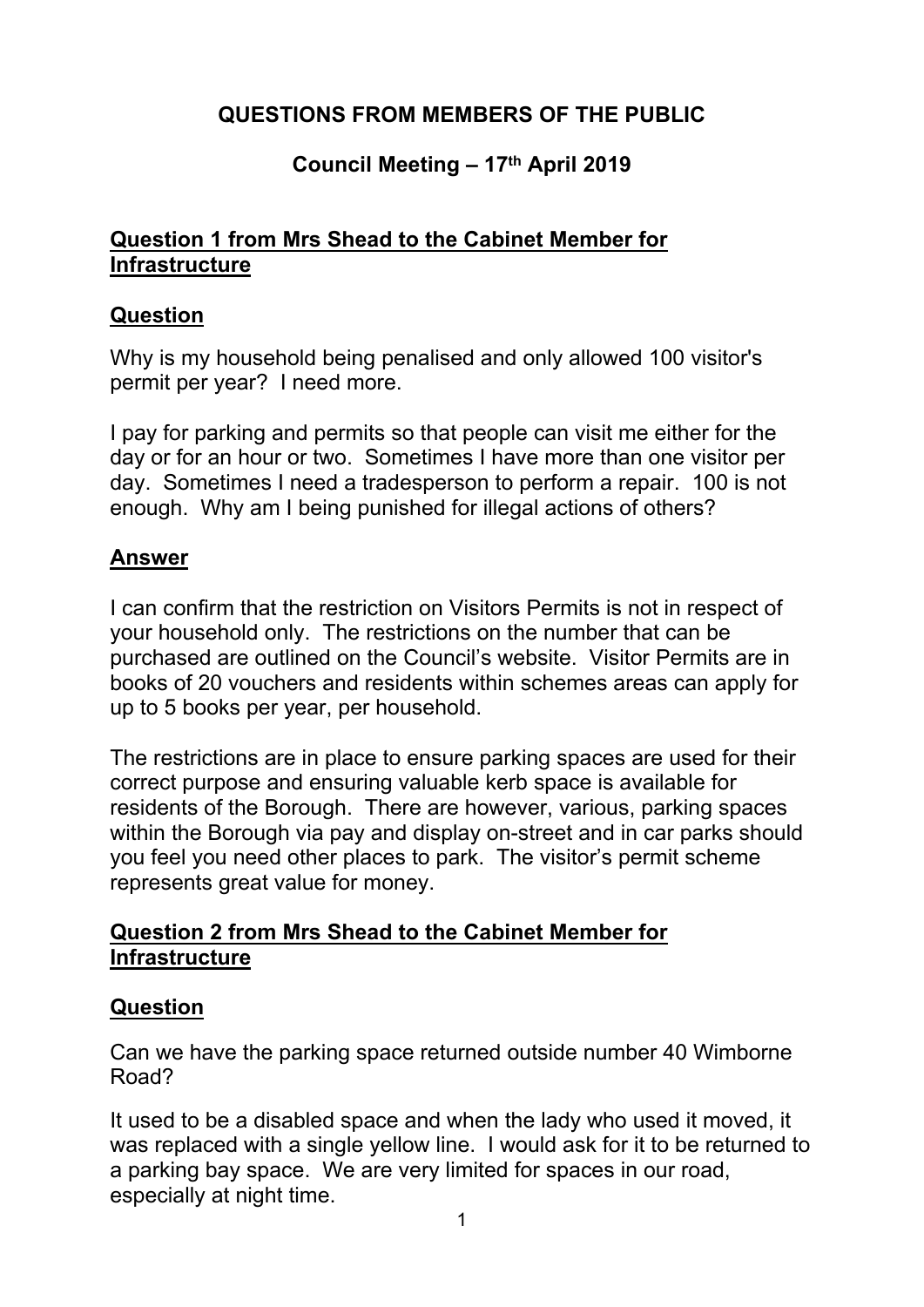# QUESTIONS FROM MEMBERS OF THE PUBLIC

## Council Meeting – 17th April 2019

### Question 1 from Mrs Shead to the Cabinet Member for Infrastructure

### Question

Why is my household being penalised and only allowed 100 visitor's permit per year? I need more.

I pay for parking and permits so that people can visit me either for the day or for an hour or two. Sometimes I have more than one visitor per day. Sometimes I need a tradesperson to perform a repair. 100 is not enough. Why am I being punished for illegal actions of others?

### Answer

I can confirm that the restriction on Visitors Permits is not in respect of your household only. The restrictions on the number that can be purchased are outlined on the Council's website. Visitor Permits are in books of 20 vouchers and residents within schemes areas can apply for up to 5 books per year, per household.

The restrictions are in place to ensure parking spaces are used for their correct purpose and ensuring valuable kerb space is available for residents of the Borough. There are however, various, parking spaces within the Borough via pay and display on-street and in car parks should you feel you need other places to park. The visitor's permit scheme represents great value for money.

### Question 2 from Mrs Shead to the Cabinet Member for Infrastructure

### Question

Can we have the parking space returned outside number 40 Wimborne Road?

It used to be a disabled space and when the lady who used it moved, it was replaced with a single yellow line. I would ask for it to be returned to a parking bay space. We are very limited for spaces in our road, especially at night time.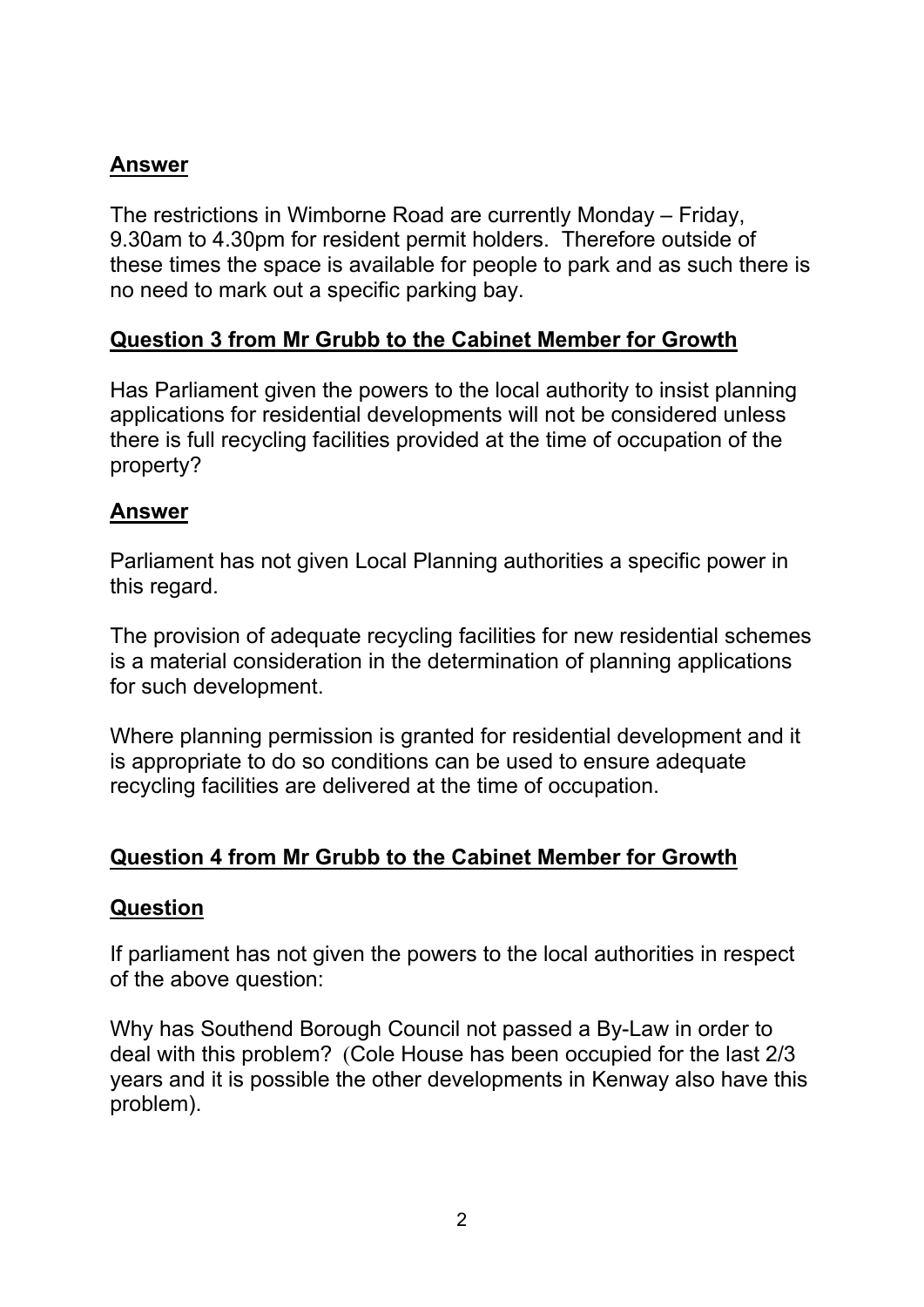**Answer**

The restrictions in Wimborne Road are currently Monday – Friday, 9.30am to 4.30pm for resident permit holders. Therefore outside of these times the space is available for people to park and as such there is no need to mark out a specific parking bay.

**Question 3 from Mr Grubb to the Cabinet Member for Growth**

Has Parliament given the powers to the local authority to insist planning applications for residential developments will not be considered unless there is full recycling facilities provided at the time of occupation of the property?

**Answer**

Parliament has not given Local Planning authorities a specific power in this regard.

The provision of adequate recycling facilities for new residential schemes is a material consideration in the determination of planning applications for such development.

Where planning permission is granted for residential development and it is appropriate to do so conditions can be used to ensure adequate recycling facilities are delivered at the time of occupation.

**Question 4 from Mr Grubb to the Cabinet Member for Growth**

**Question**

If parliament has not given the powers to the local authorities in respect of the above question:

Why has Southend Borough Council not passed a By-Law in order to deal with this problem? (Cole House has been occupied for the last 2/3 years and it is possible the other developments in Kenway also have this problem).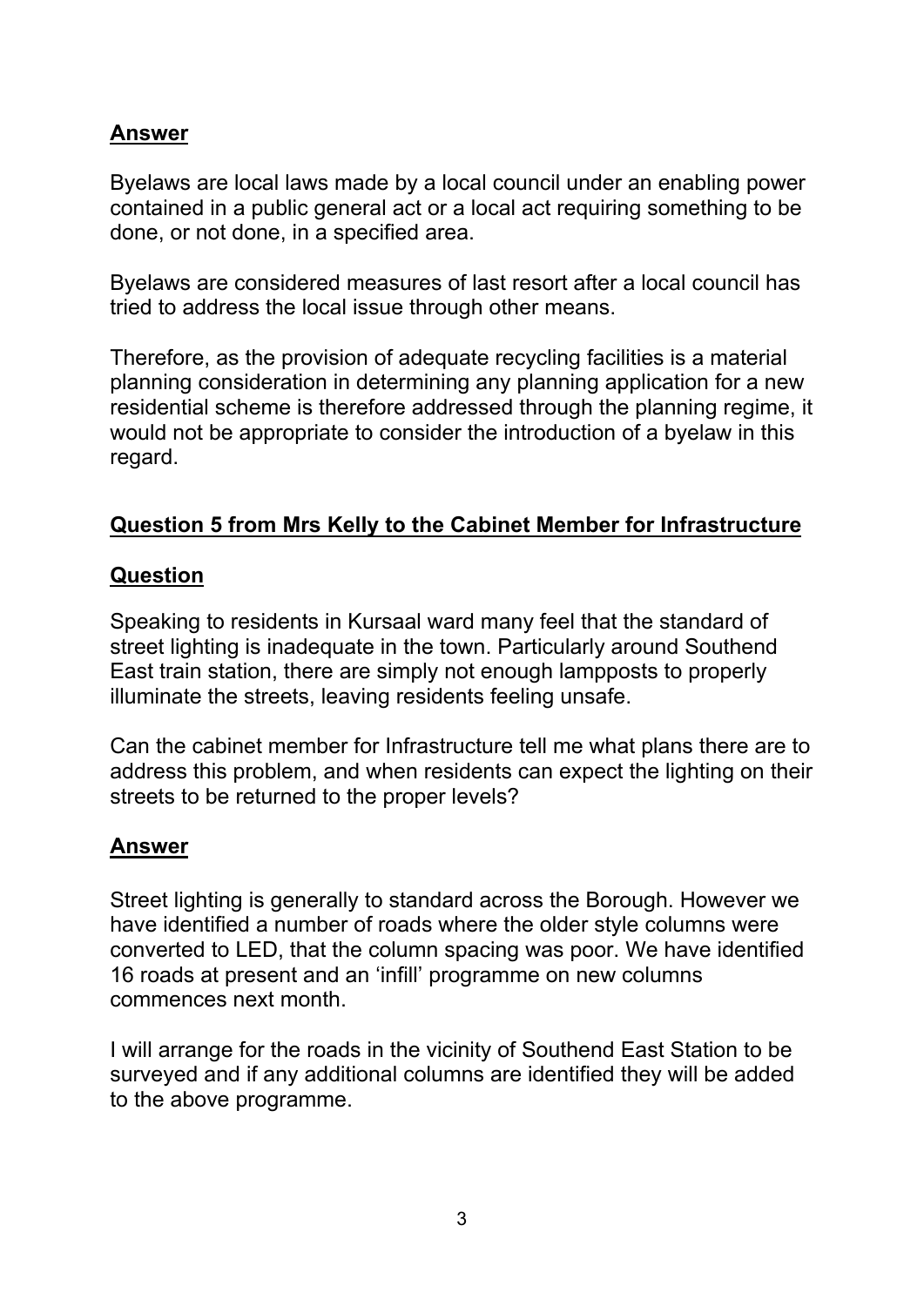**Answer**

Byelaws are local laws made by a local council under an enabling power contained in a public general act or a local act requiring something to be done, or not done, in a specified area.

Byelaws are considered measures of last resort after a local council has tried to address the local issue through other means.

Therefore, as the provision of adequate recycling facilities is a material planning consideration in determining any planning application for a new residential scheme is therefore addressed through the planning regime, it would not be appropriate to consider the introduction of a byelaw in this regard.

**Question 5 from Mrs Kelly to the Cabinet Member for Infrastructure**

**Question**

Speaking to residents in Kursaal ward many feel that the standard of street lighting is inadequate in the town. Particularly around Southend East train station, there are simply not enough lampposts to properly illuminate the streets, leaving residents feeling unsafe.

Can the cabinet member for Infrastructure tell me what plans there are to address this problem, and when residents can expect the lighting on their streets to be returned to the proper levels?

**Answer**

Street lighting is generally to standard across the Borough. However we have identified a number of roads where the older style columns were converted to LED, that the column spacing was poor. We have identified 16 roads at present and an 'infill' programme on new columns commences next month.

I will arrange for the roads in the vicinity of Southend East Station to be surveyed and if any additional columns are identified they will be added to the above programme.